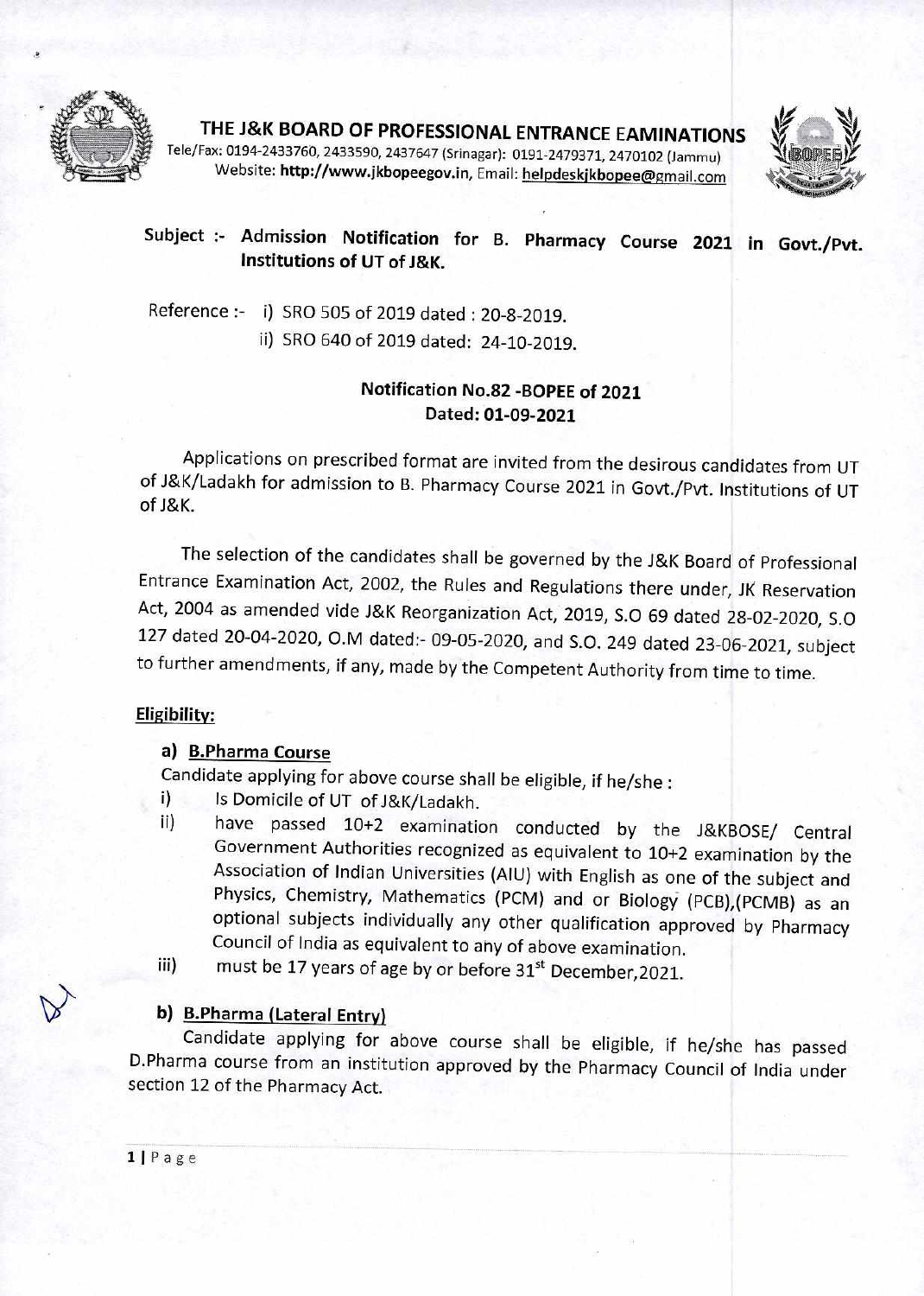# THE J&K BOARD OF PROFESSIONAL ENTRANCE EAMINATIONS

Tele/Fax: 0194-2433760, 2433590, 2437647 (Srinagar): 0191-2479371, 2470102 (Jammu)
Website: **http://www.jkbopeegov.in**, Email: helpdeskjkbopee@gmail.com

**Subject :- Admission Notification for B. Pharmacy Course 2021 in Govt./Pvt. Institutions of UT of J&K.**

Reference :- i) SRO 505 of 2019 dated : 20-8-2019.
ii) SRO 640 of 2019 dated: 24-10-2019.

**Notification No.82 -BOPEE of 2021**
**Dated: 01-09-2021**

Applications on prescribed format are invited from the desirous candidates from UT of J&K/Ladakh for admission to B. Pharmacy Course 2021 in Govt./Pvt. Institutions of UT of J&K.

The selection of the candidates shall be governed by the J&K Board of Professional Entrance Examination Act, 2002, the Rules and Regulations there under, JK Reservation Act, 2004 as amended vide J&K Reorganization Act, 2019, S.O 69 dated 28-02-2020, S.O 127 dated 20-04-2020, O.M dated:- 09-05-2020, and S.O. 249 dated 23-06-2021, subject to further amendments, if any, made by the Competent Authority from time to time.

## Eligibility:

### a) B.Pharma Course

Candidate applying for above course shall be eligible, if he/she :

i) Is Domicile of UT of J&K/Ladakh.

ii) have passed 10+2 examination conducted by the J&KBOSE/ Central Government Authorities recognized as equivalent to 10+2 examination by the Association of Indian Universities (AIU) with English as one of the subject and Physics, Chemistry, Mathematics (PCM) and or Biology (PCB),(PCMB) as an optional subjects individually any other qualification approved by Pharmacy Council of India as equivalent to any of above examination.

iii) must be 17 years of age by or before 31st December,2021.

### b) B.Pharma (Lateral Entry)

Candidate applying for above course shall be eligible, if he/she has passed D.Pharma course from an institution approved by the Pharmacy Council of India under section 12 of the Pharmacy Act.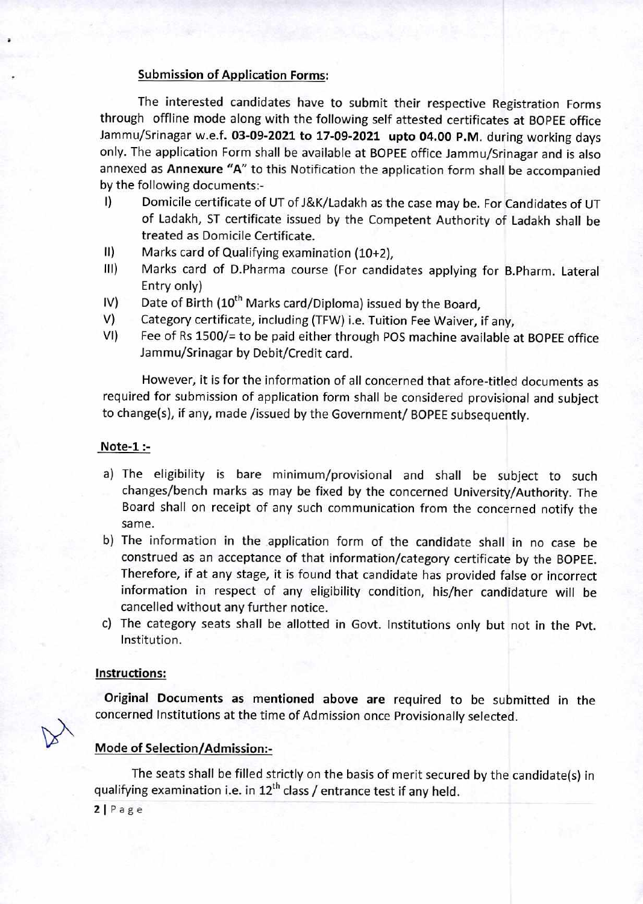**Submission of Application Forms:**

The interested candidates have to submit their respective Registration Forms through offline mode along with the following self attested certificates at BOPEE office Jammu/Srinagar w.e.f. **03-09-2021 to 17-09-2021 upto 04.00 P.M.** during working days only. The application Form shall be available at BOPEE office Jammu/Srinagar and is also annexed as **Annexure "A"** to this Notification the application form shall be accompanied by the following documents:-

I) Domicile certificate of UT of J&K/Ladakh as the case may be. For Candidates of UT of Ladakh, ST certificate issued by the Competent Authority of Ladakh shall be treated as Domicile Certificate.

II) Marks card of Qualifying examination (10+2),

III) Marks card of D.Pharma course (For candidates applying for B.Pharm. Lateral Entry only)

IV) Date of Birth (10th Marks card/Diploma) issued by the Board,

V) Category certificate, including (TFW) i.e. Tuition Fee Waiver, if any,

VI) Fee of Rs 1500/= to be paid either through POS machine available at BOPEE office Jammu/Srinagar by Debit/Credit card.

However, it is for the information of all concerned that afore-titled documents as required for submission of application form shall be considered provisional and subject to change(s), if any, made /issued by the Government/ BOPEE subsequently.

**Note-1 :-**

a) The eligibility is bare minimum/provisional and shall be subject to such changes/bench marks as may be fixed by the concerned University/Authority. The Board shall on receipt of any such communication from the concerned notify the same.

b) The information in the application form of the candidate shall in no case be construed as an acceptance of that information/category certificate by the BOPEE. Therefore, if at any stage, it is found that candidate has provided false or incorrect information in respect of any eligibility condition, his/her candidature will be cancelled without any further notice.

c) The category seats shall be allotted in Govt. Institutions only but not in the Pvt. Institution.

**Instructions:**

**Original Documents as mentioned above are** required to be submitted in the concerned Institutions at the time of Admission once Provisionally selected.

**Mode of Selection/Admission:-**

The seats shall be filled strictly on the basis of merit secured by the candidate(s) in qualifying examination i.e. in 12th class / entrance test if any held.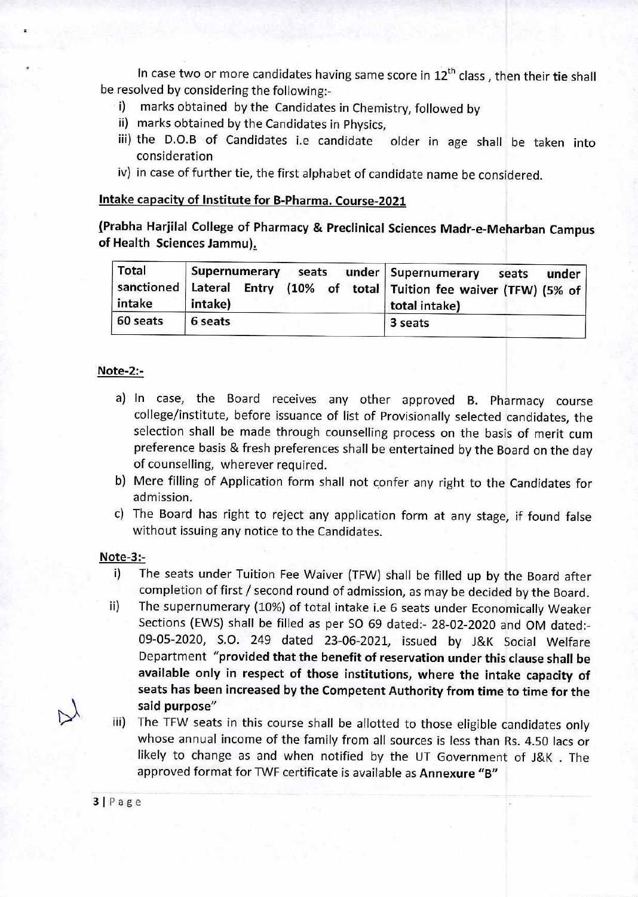In case two or more candidates having same score in 12th class , then their **tie** shall be resolved by considering the following:-

i) marks obtained by the Candidates in Chemistry, followed by
ii) marks obtained by the Candidates in Physics,
iii) the D.O.B of Candidates i.e candidate older in age shall be taken into consideration
iv) in case of further tie, the first alphabet of candidate name be considered.

**Intake capacity of Institute for B-Pharma. Course-2021**

**(Prabha Harjilal College of Pharmacy & Preclinical Sciences Madr-e-Meharban Campus of Health Sciences Jammu).**

| Total sanctioned intake | Supernumerary seats under Lateral Entry (10% of total intake) | Supernumerary seats under Tuition fee waiver (TFW) (5% of total intake) |
|---|---|---|
| 60 seats | 6 seats | 3 seats |

**Note-2:-**

a) In case, the Board receives any other approved B. Pharmacy course college/institute, before issuance of list of Provisionally selected candidates, the selection shall be made through counselling process on the basis of merit cum preference basis & fresh preferences shall be entertained by the Board on the day of counselling, wherever required.
b) Mere filling of Application form shall not confer any right to the Candidates for admission.
c) The Board has right to reject any application form at any stage, if found false without issuing any notice to the Candidates.

**Note-3:-**

i) The seats under Tuition Fee Waiver (TFW) shall be filled up by the Board after completion of first / second round of admission, as may be decided by the Board.
ii) The supernumerary (10%) of total intake i.e 6 seats under Economically Weaker Sections (EWS) shall be filled as per SO 69 dated:- 28-02-2020 and OM dated:- 09-05-2020, S.O. 249 dated 23-06-2021, issued by J&K Social Welfare Department "**provided that the benefit of reservation under this clause shall be available only in respect of those institutions, where the intake capacity of seats has been increased by the Competent Authority from time to time for the said purpose**"
iii) The TFW seats in this course shall be allotted to those eligible candidates only whose annual income of the family from all sources is less than Rs. 4.50 lacs or likely to change as and when notified by the UT Government of J&K . The approved format for TWF certificate is available as **Annexure "B"**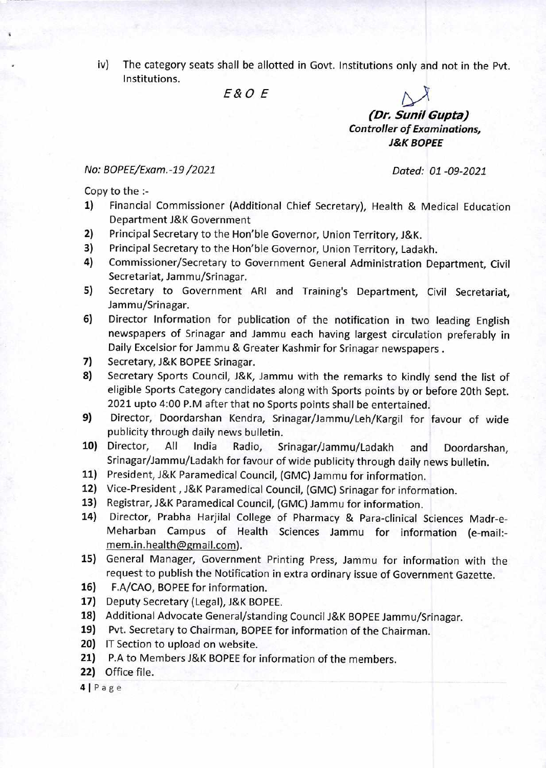iv) The category seats shall be allotted in Govt. Institutions only and not in the Pvt. Institutions.

*E & O E*

***(Dr. Sunil Gupta)***
***Controller of Examinations,***
***J&K BOPEE***

*No: BOPEE/Exam.-19 /2021* *Dated: 01 -09-2021*

Copy to the :-

1) Financial Commissioner (Additional Chief Secretary), Health & Medical Education Department J&K Government
2) Principal Secretary to the Hon'ble Governor, Union Territory, J&K.
3) Principal Secretary to the Hon'ble Governor, Union Territory, Ladakh.
4) Commissioner/Secretary to Government General Administration Department, Civil Secretariat, Jammu/Srinagar.
5) Secretary to Government ARI and Training's Department, Civil Secretariat, Jammu/Srinagar.
6) Director Information for publication of the notification in two leading English newspapers of Srinagar and Jammu each having largest circulation preferably in Daily Excelsior for Jammu & Greater Kashmir for Srinagar newspapers .
7) Secretary, J&K BOPEE Srinagar.
8) Secretary Sports Council, J&K, Jammu with the remarks to kindly send the list of eligible Sports Category candidates along with Sports points by or before 20th Sept. 2021 upto 4:00 P.M after that no Sports points shall be entertained.
9) Director, Doordarshan Kendra, Srinagar/Jammu/Leh/Kargil for favour of wide publicity through daily news bulletin.
10) Director, All India Radio, Srinagar/Jammu/Ladakh and Doordarshan, Srinagar/Jammu/Ladakh for favour of wide publicity through daily news bulletin.
11) President, J&K Paramedical Council, (GMC) Jammu for information.
12) Vice-President , J&K Paramedical Council, (GMC) Srinagar for information.
13) Registrar, J&K Paramedical Council, (GMC) Jammu for information.
14) Director, Prabha Harjilal College of Pharmacy & Para-clinical Sciences Madr-e-Meharban Campus of Health Sciences Jammu for information (e-mail:-mem.in.health@gmail.com).
15) General Manager, Government Printing Press, Jammu for information with the request to publish the Notification in extra ordinary issue of Government Gazette.
16) F.A/CAO, BOPEE for information.
17) Deputy Secretary (Legal), J&K BOPEE.
18) Additional Advocate General/standing Council J&K BOPEE Jammu/Srinagar.
19) Pvt. Secretary to Chairman, BOPEE for information of the Chairman.
20) IT Section to upload on website.
21) P.A to Members J&K BOPEE for information of the members.
22) Office file.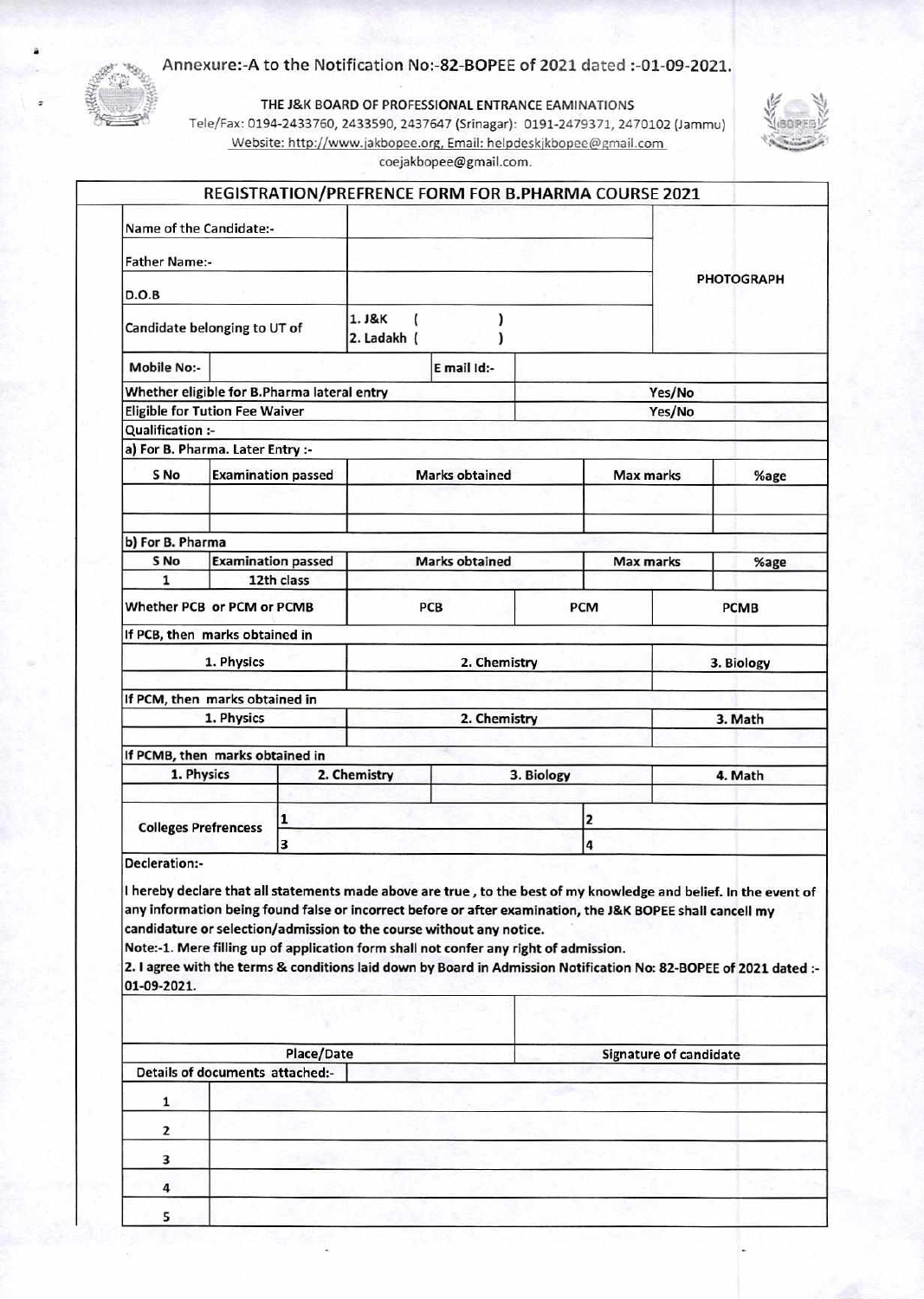Annexure:-A to the Notification No:-82-BOPEE of 2021 dated :-01-09-2021.

THE J&K BOARD OF PROFESSIONAL ENTRANCE EAMINATIONS

Tele/Fax: 0194-2433760, 2433590, 2437647 (Srinagar): 0191-2479371, 2470102 (Jammu)

Website: http://www.jakbopee.org, Email: helpdeskjkbopee@gmail.com

coejakbopee@gmail.com.

## REGISTRATION/PREFRENCE FORM FOR B.PHARMA COURSE 2021

| | | |
|---|---|---|
| Name of the Candidate:- | | PHOTOGRAPH |
| Father Name:- | | |
| D.O.B | | |
| Candidate belonging to UT of | 1. J&K ( ) <br> 2. Ladakh ( ) | |

| | | | |
|---|---|---|---|
| Mobile No:- | | E mail Id:- | |
| Whether eligible for B.Pharma lateral entry | | | Yes/No |
| Eligible for Tution Fee Waiver | | | Yes/No |

Qualification :-

a) For B. Pharma. Later Entry :-

| S No | Examination passed | Marks obtained | Max marks | %age |
|---|---|---|---|---|
| | | | | |
| | | | | |

b) For B. Pharma

| S No | Examination passed | Marks obtained | Max marks | %age |
|---|---|---|---|---|
| 1 | 12th class | | | |

| | | | |
|---|---|---|---|
| Whether PCB or PCM or PCMB | PCB | PCM | PCMB |

If PCB, then marks obtained in

| 1. Physics | 2. Chemistry | 3. Biology |
|---|---|---|
| | | |

If PCM, then marks obtained in

| 1. Physics | 2. Chemistry | 3. Math |
|---|---|---|
| | | |

If PCMB, then marks obtained in

| 1. Physics | 2. Chemistry | 3. Biology | 4. Math |
|---|---|---|---|
| | | | |

| | | |
|---|---|---|
| Colleges Prefrencess | 1 | 2 |
| | 3 | 4 |

Decleration:-

I hereby declare that all statements made above are true , to the best of my knowledge and belief. In the event of any information being found false or incorrect before or after examination, the J&K BOPEE shall cancell my candidature or selection/admission to the course without any notice.

Note:-1. Mere filling up of application form shall not confer any right of admission.

2. I agree with the terms & conditions laid down by Board in Admission Notification No: 82-BOPEE of 2021 dated :- 01-09-2021.

| | |
|---|---|
| | |
| Place/Date | Signature of candidate |

Details of documents attached:-

| | |
|---|---|
| 1 | |
| 2 | |
| 3 | |
| 4 | |
| 5 | |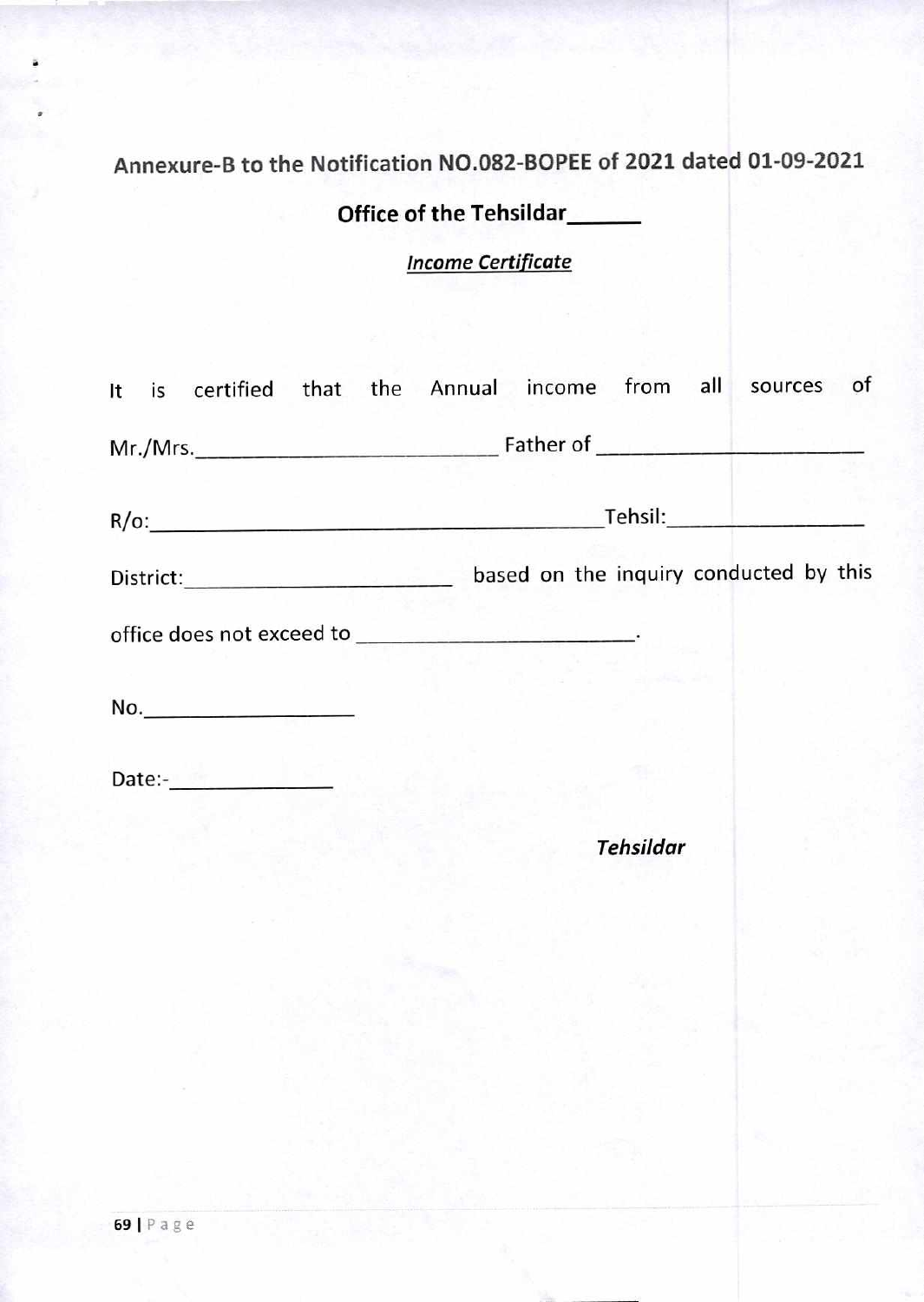**Annexure-B to the Notification NO.082-BOPEE of 2021 dated 01-09-2021**

**Office of the Tehsildar______**

***Income Certificate***

It is certified that the Annual income from all sources of Mr./Mrs.___________________________ Father of ________________________ R/o:______________________________________Tehsil:_________________ District:________________________ based on the inquiry conducted by this office does not exceed to _________________________.

No.__________________

Date:-______________

***Tehsildar***